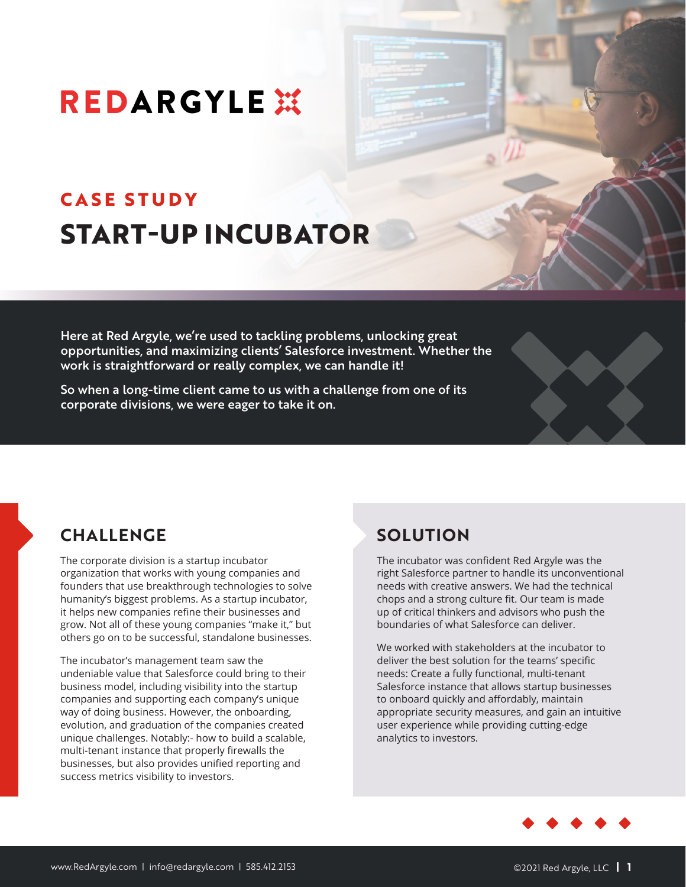# REDARGYLE

## CASE STUDY

# START-UP INCUBATOR

**Here at Red Argyle, we're used to tackling problems, unlocking great opportunities, and maximizing clients' Salesforce investment. Whether the work is straightforward or really complex, we can handle it!**

**So when a long-time client came to us with a challenge from one of its corporate divisions, we were eager to take it on.**

## CHALLENGE

The corporate division is a startup incubator organization that works with young companies and founders that use breakthrough technologies to solve humanity's biggest problems. As a startup incubator, it helps new companies refine their businesses and grow. Not all of these young companies "make it," but others go on to be successful, standalone businesses.

The incubator's management team saw the undeniable value that Salesforce could bring to their business model, including visibility into the startup companies and supporting each company's unique way of doing business. However, the onboarding, evolution, and graduation of the companies created unique challenges. Notably:- how to build a scalable, multi-tenant instance that properly firewalls the businesses, but also provides unified reporting and success metrics visibility to investors.

## SOLUTION

The incubator was confident Red Argyle was the right Salesforce partner to handle its unconventional needs with creative answers. We had the technical chops and a strong culture fit. Our team is made up of critical thinkers and advisors who push the boundaries of what Salesforce can deliver.

We worked with stakeholders at the incubator to deliver the best solution for the teams' specific needs: Create a fully functional, multi-tenant Salesforce instance that allows startup businesses to onboard quickly and affordably, maintain appropriate security measures, and gain an intuitive user experience while providing cutting-edge analytics to investors.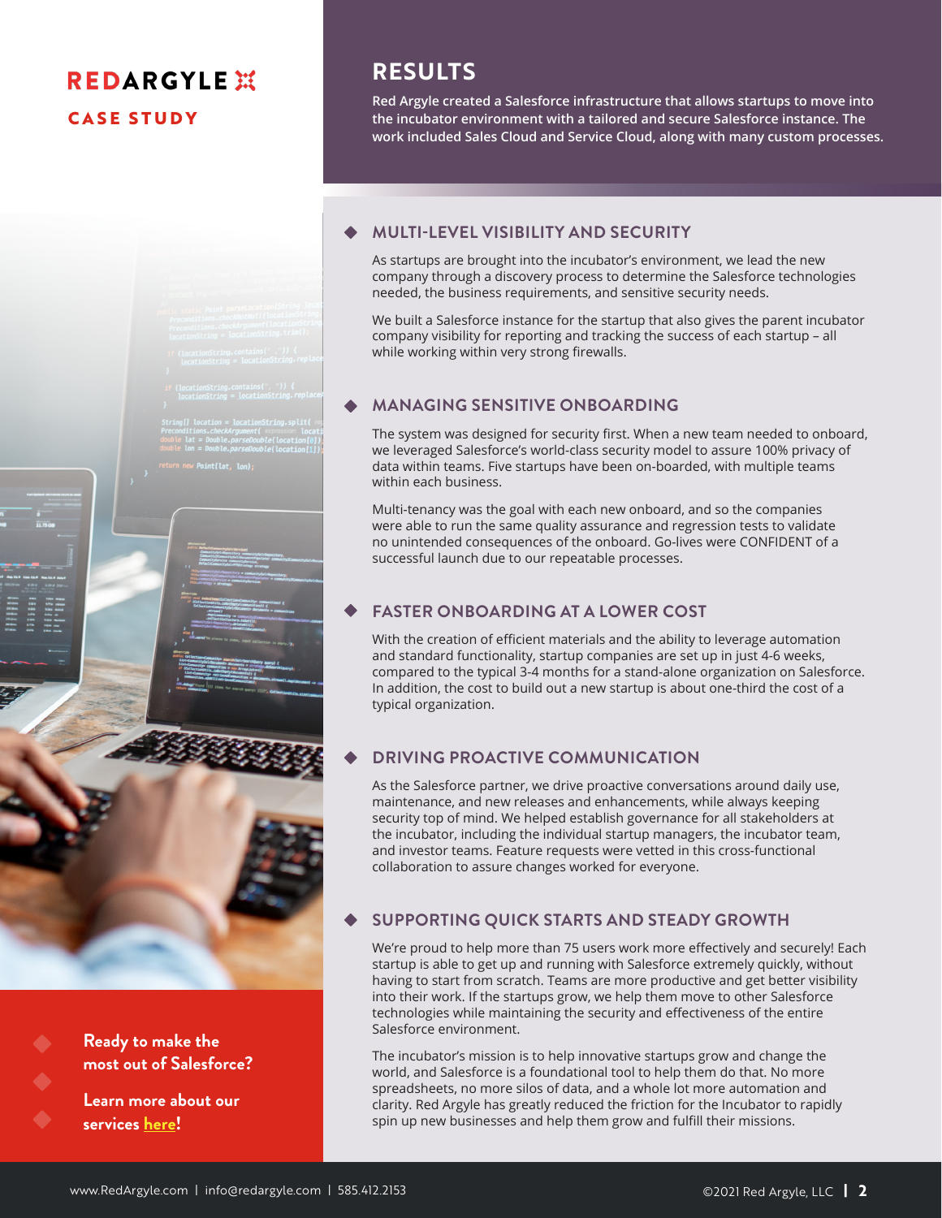REDARGYLE

CASE STUDY

# RESULTS

**Red Argyle created a Salesforce infrastructure that allows startups to move into the incubator environment with a tailored and secure Salesforce instance. The work included Sales Cloud and Service Cloud, along with many custom processes.**

## MULTI-LEVEL VISIBILITY AND SECURITY

As startups are brought into the incubator's environment, we lead the new company through a discovery process to determine the Salesforce technologies needed, the business requirements, and sensitive security needs.

We built a Salesforce instance for the startup that also gives the parent incubator company visibility for reporting and tracking the success of each startup – all while working within very strong firewalls.

## MANAGING SENSITIVE ONBOARDING

The system was designed for security first. When a new team needed to onboard, we leveraged Salesforce's world-class security model to assure 100% privacy of data within teams. Five startups have been on-boarded, with multiple teams within each business.

Multi-tenancy was the goal with each new onboard, and so the companies were able to run the same quality assurance and regression tests to validate no unintended consequences of the onboard. Go-lives were CONFIDENT of a successful launch due to our repeatable processes.

## FASTER ONBOARDING AT A LOWER COST

With the creation of efficient materials and the ability to leverage automation and standard functionality, startup companies are set up in just 4-6 weeks, compared to the typical 3-4 months for a stand-alone organization on Salesforce. In addition, the cost to build out a new startup is about one-third the cost of a typical organization.

## DRIVING PROACTIVE COMMUNICATION

As the Salesforce partner, we drive proactive conversations around daily use, maintenance, and new releases and enhancements, while always keeping security top of mind. We helped establish governance for all stakeholders at the incubator, including the individual startup managers, the incubator team, and investor teams. Feature requests were vetted in this cross-functional collaboration to assure changes worked for everyone.

## SUPPORTING QUICK STARTS AND STEADY GROWTH

We're proud to help more than 75 users work more effectively and securely! Each startup is able to get up and running with Salesforce extremely quickly, without having to start from scratch. Teams are more productive and get better visibility into their work. If the startups grow, we help them move to other Salesforce technologies while maintaining the security and effectiveness of the entire Salesforce environment.

The incubator's mission is to help innovative startups grow and change the world, and Salesforce is a foundational tool to help them do that. No more spreadsheets, no more silos of data, and a whole lot more automation and clarity. Red Argyle has greatly reduced the friction for the Incubator to rapidly spin up new businesses and help them grow and fulfill their missions.

**Ready to make the most out of Salesforce?**

**Learn more about our services here!**

www.RedArgyle.com | info@redargyle.com | 585.412.2153

©2021 Red Argyle, LLC